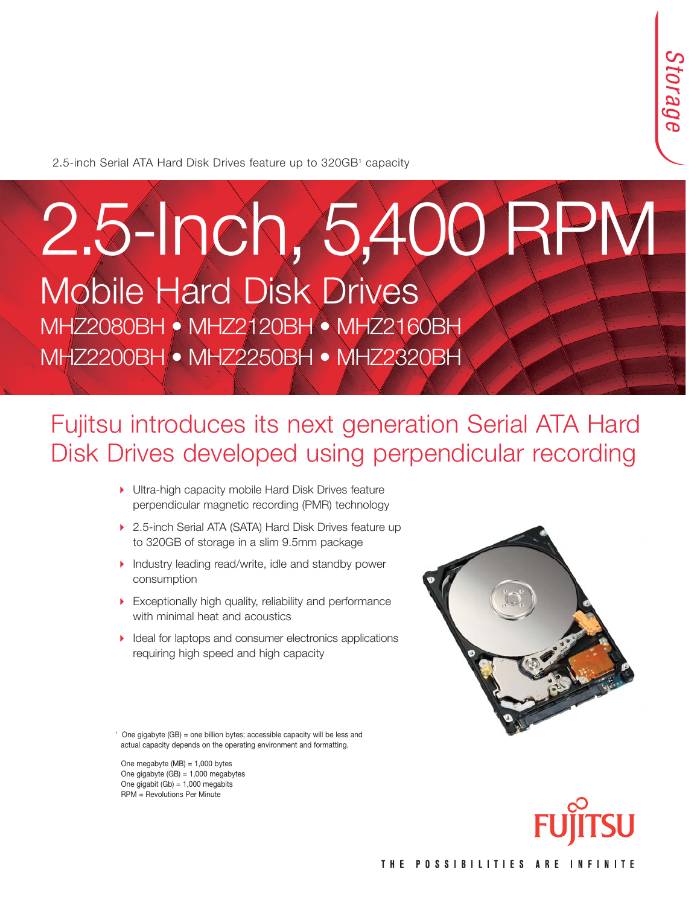Storage

2.5-inch Serial ATA Hard Disk Drives feature up to 320GB[1] capacity

# 2.5-Inch, 5,400 RPM

## Mobile Hard Disk Drives

MHZ2080BH • MHZ2120BH • MHZ2160BH
MHZ2200BH • MHZ2250BH • MHZ2320BH

## Fujitsu introduces its next generation Serial ATA Hard Disk Drives developed using perpendicular recording

- Ultra-high capacity mobile Hard Disk Drives feature perpendicular magnetic recording (PMR) technology
- 2.5-inch Serial ATA (SATA) Hard Disk Drives feature up to 320GB of storage in a slim 9.5mm package
- Industry leading read/write, idle and standby power consumption
- Exceptionally high quality, reliability and performance with minimal heat and acoustics
- Ideal for laptops and consumer electronics applications requiring high speed and high capacity

[1] One gigabyte (GB) = one billion bytes; accessible capacity will be less and actual capacity depends on the operating environment and formatting.

One megabyte (MB) = 1,000 bytes
One gigabyte (GB) = 1,000 megabytes
One gigabit (Gb) = 1,000 megabits
RPM = Revolutions Per Minute

FUJITSU

THE POSSIBILITIES ARE INFINITE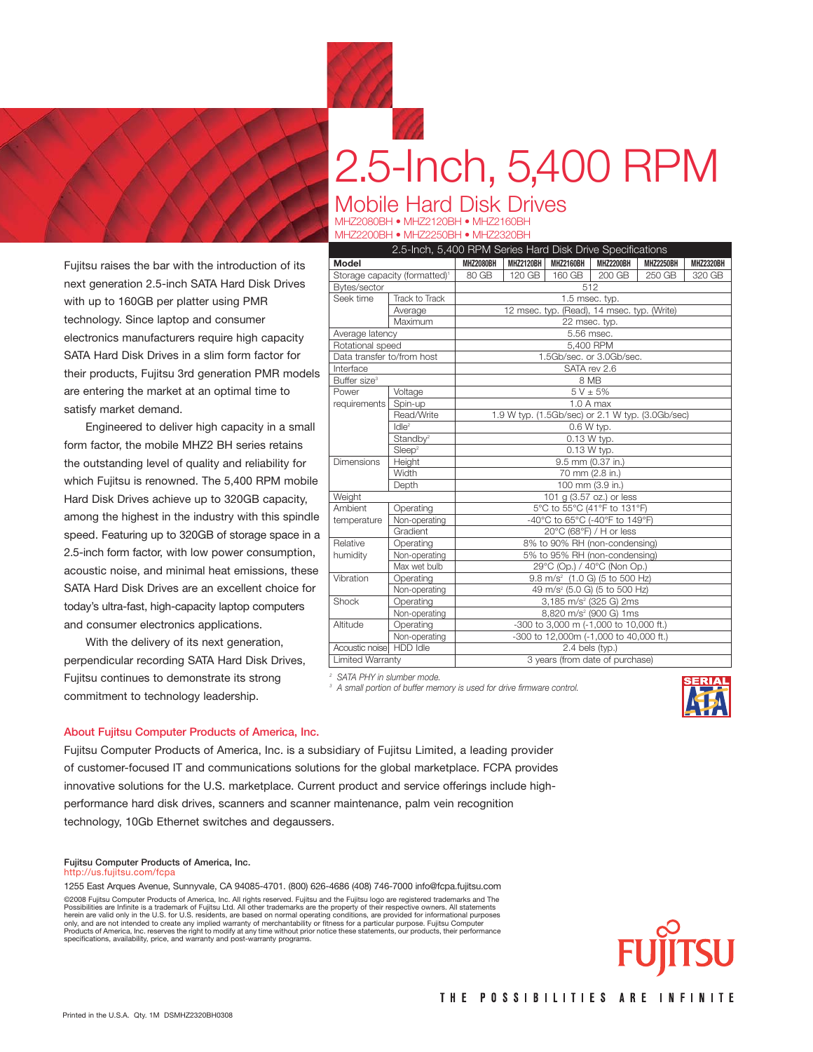# 2.5-Inch, 5,400 RPM

## Mobile Hard Disk Drives

MHZ2080BH • MHZ2120BH • MHZ2160BH
MHZ2200BH • MHZ2250BH • MHZ2320BH

Fujitsu raises the bar with the introduction of its next generation 2.5-inch SATA Hard Disk Drives with up to 160GB per platter using PMR technology. Since laptop and consumer electronics manufacturers require high capacity SATA Hard Disk Drives in a slim form factor for their products, Fujitsu 3rd generation PMR models are entering the market at an optimal time to satisfy market demand.

Engineered to deliver high capacity in a small form factor, the mobile MHZ2 BH series retains the outstanding level of quality and reliability for which Fujitsu is renowned. The 5,400 RPM mobile Hard Disk Drives achieve up to 320GB capacity, among the highest in the industry with this spindle speed. Featuring up to 320GB of storage space in a 2.5-inch form factor, with low power consumption, acoustic noise, and minimal heat emissions, these SATA Hard Disk Drives are an excellent choice for today's ultra-fast, high-capacity laptop computers and consumer electronics applications.

With the delivery of its next generation, perpendicular recording SATA Hard Disk Drives, Fujitsu continues to demonstrate its strong commitment to technology leadership.

**2.5-Inch, 5,400 RPM Series Hard Disk Drive Specifications**

| **Model** | | MHZ2080BH | MHZ2120BH | MHZ2160BH | MHZ2200BH | MHZ2250BH | MHZ2320BH |
|---|---|---|---|---|---|---|---|
| Storage capacity (formatted)[1] | | 80 GB | 120 GB | 160 GB | 200 GB | 250 GB | 320 GB |
| Bytes/sector | | 512 | | | | | |
| Seek time | Track to Track | 1.5 msec. typ. | | | | | |
| | Average | 12 msec. typ. (Read), 14 msec. typ. (Write) | | | | | |
| | Maximum | 22 msec. typ. | | | | | |
| Average latency | | 5.56 msec. | | | | | |
| Rotational speed | | 5,400 RPM | | | | | |
| Data transfer to/from host | | 1.5Gb/sec. or 3.0Gb/sec. | | | | | |
| Interface | | SATA rev 2.6 | | | | | |
| Buffer size[3] | | 8 MB | | | | | |
| Power requirements | Voltage | 5 V ± 5% | | | | | |
| | Spin-up | 1.0 A max | | | | | |
| | Read/Write | 1.9 W typ. (1.5Gb/sec) or 2.1 W typ. (3.0Gb/sec) | | | | | |
| | Idle[2] | 0.6 W typ. | | | | | |
| | Standby[2] | 0.13 W typ. | | | | | |
| | Sleep[2] | 0.13 W typ. | | | | | |
| Dimensions | Height | 9.5 mm (0.37 in.) | | | | | |
| | Width | 70 mm (2.8 in.) | | | | | |
| | Depth | 100 mm (3.9 in.) | | | | | |
| Weight | | 101 g (3.57 oz.) or less | | | | | |
| Ambient temperature | Operating | 5°C to 55°C (41°F to 131°F) | | | | | |
| | Non-operating | -40°C to 65°C (-40°F to 149°F) | | | | | |
| | Gradient | 20°C (68°F) / H or less | | | | | |
| Relative humidity | Operating | 8% to 90% RH (non-condensing) | | | | | |
| | Non-operating | 5% to 95% RH (non-condensing) | | | | | |
| | Max wet bulb | 29°C (Op.) / 40°C (Non Op.) | | | | | |
| Vibration | Operating | 9.8 $m/s^2$ (1.0 G) (5 to 500 Hz) | | | | | |
| | Non-operating | 49 $m/s^2$ (5.0 G) (5 to 500 Hz) | | | | | |
| Shock | Operating | 3,185 $m/s^2$ (325 G) 2ms | | | | | |
| | Non-operating | 8,820 $m/s^2$ (900 G) 1ms | | | | | |
| Altitude | Operating | -300 to 3,000 m (-1,000 to 10,000 ft.) | | | | | |
| | Non-operating | -300 to 12,000m (-1,000 to 40,000 ft.) | | | | | |
| Acoustic noise | HDD Idle | 2.4 bels (typ.) | | | | | |
| Limited Warranty | | 3 years (from date of purchase) | | | | | |

*[2] SATA PHY in slumber mode.*
*[3] A small portion of buffer memory is used for drive firmware control.*

### About Fujitsu Computer Products of America, Inc.

Fujitsu Computer Products of America, Inc. is a subsidiary of Fujitsu Limited, a leading provider of customer-focused IT and communications solutions for the global marketplace. FCPA provides innovative solutions for the U.S. marketplace. Current product and service offerings include high-performance hard disk drives, scanners and scanner maintenance, palm vein recognition technology, 10Gb Ethernet switches and degaussers.

**Fujitsu Computer Products of America, Inc.**
http://us.fujitsu.com/fcpa

1255 East Arques Avenue, Sunnyvale, CA 94085-4701. (800) 626-4686 (408) 746-7000 info@fcpa.fujitsu.com

©2008 Fujitsu Computer Products of America, Inc. All rights reserved. Fujitsu and the Fujitsu logo are registered trademarks and The Possibilities are Infinite is a trademark of Fujitsu Ltd. All other trademarks are the property of their respective owners. All statements herein are valid only in the U.S. for U.S. residents, are based on normal operating conditions, are provided for informational purposes only, and are not intended to create any implied warranty of merchantability or fitness for a particular purpose. Fujitsu Computer Products of America, Inc. reserves the right to modify at any time without prior notice these statements, our products, their performance specifications, availability, price, and warranty and post-warranty programs.

FUJITSU

THE POSSIBILITIES ARE INFINITE

Printed in the U.S.A. Qty. 1M DSMHZ2320BH0308